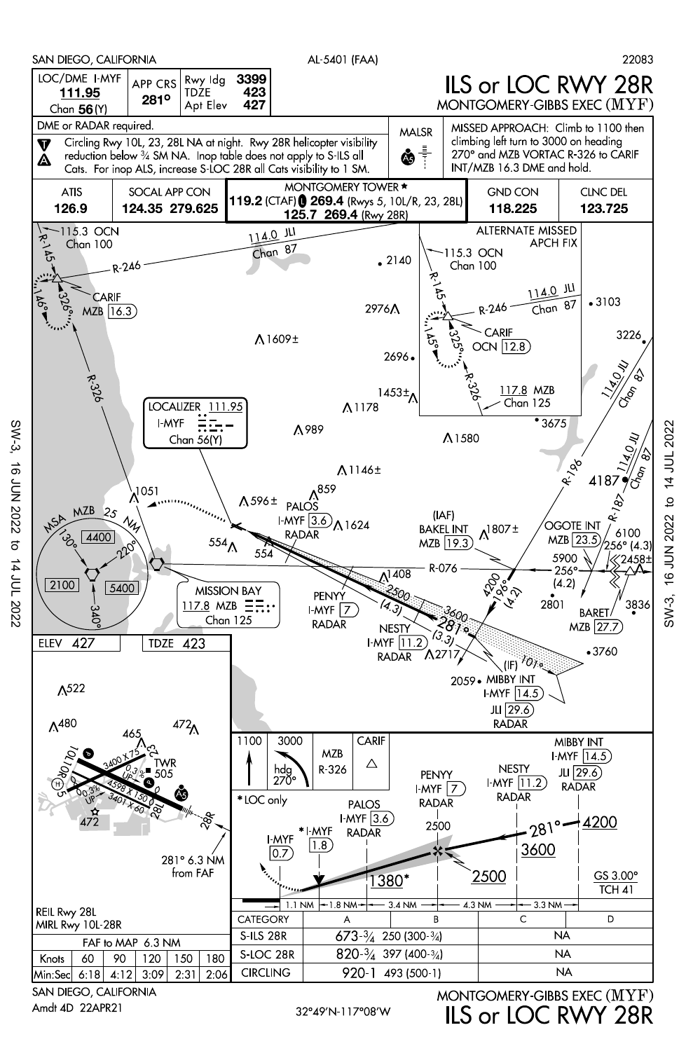SAN DIEGO, CALIFORNIA — AL-5401 (FAA) — 22083

# ILS or LOC RWY 28R

## MONTGOMERY-GIBBS EXEC (MYF)

| LOC/DME I-MYF | APP CRS | Rwy ldg | 3399 |
|---|---|---|---|
| **111.95** | **281°** | TDZE | 423 |
| Chan **56**(Y) | | Apt Elev | 427 |

DME or RADAR required.

Circling Rwy 10L, 23, 28L NA at night. Rwy 28R helicopter visibility reduction below ¾ SM NA. Inop table does not apply to S-ILS all Cats. For inop ALS, increase S-LOC 28R all Cats visibility to 1 SM.

MALSR

MISSED APPROACH: Climb to 1100 then climbing left turn to 3000 on heading 270° and MZB VORTAC R-326 to CARIF INT/MZB 16.3 DME and hold.

| ATIS | SOCAL APP CON | MONTGOMERY TOWER ★ | GND CON | CLNC DEL |
|---|---|---|---|---|
| **126.9** | **124.35 279.625** | **119.2** (CTAF) **269.4** (Rwys 5, 10L/R, 23, 28L) **125.7 269.4** (Rwy 28R) | **118.225** | **123.725** |

LOCALIZER 111.95 I-MYF Chan 56(Y)

MISSION BAY 117.8 MZB Chan 125

ALTERNATE MISSED APCH FIX

MSA MZB 25 NM: 4400, 5400, 2100

ELEV 427 — TDZE 423

REIL Rwy 28L
MIRL Rwy 10L-28R

281° 6.3 NM from FAF

Missed approach: 1100 — 3000 hdg 270° — MZB R-326 — CARIF

\*LOC only

| CATEGORY | A | B | C | D |
|---|---|---|---|---|
| S-ILS 28R | 673-¾ 250 (300-¾) | | NA | |
| S-LOC 28R | 820-¾ 397 (400-¾) | | NA | |
| CIRCLING | 920-1 493 (500-1) | | NA | |

| FAF to MAP 6.3 NM | | | | | |
|---|---|---|---|---|---|
| Knots | 60 | 90 | 120 | 150 | 180 |
| Min:Sec | 6:18 | 4:12 | 3:09 | 2:31 | 2:06 |

GS 3.00° TCH 41

SAN DIEGO, CALIFORNIA
Amdt 4D 22APR21 — 32°49'N-117°08'W

MONTGOMERY-GIBBS EXEC (MYF)
ILS or LOC RWY 28R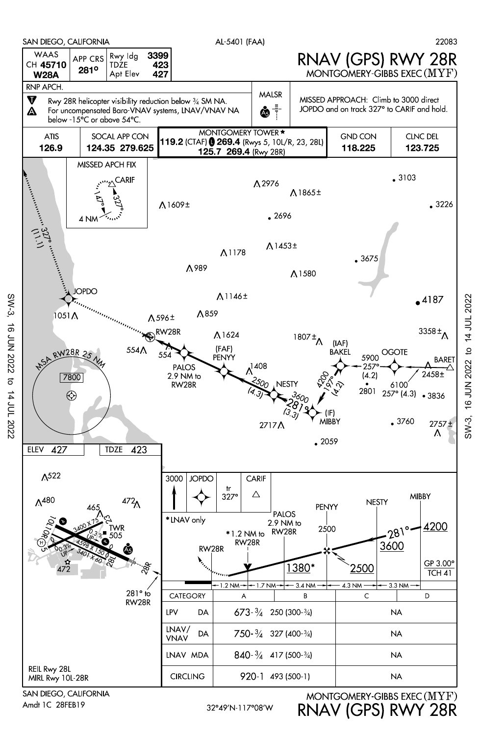SAN DIEGO, CALIFORNIA

AL-5401 (FAA)

22083

# RNAV (GPS) RWY 28R

## MONTGOMERY-GIBBS EXEC (MYF)

| WAAS CH 45710 W28A | APP CRS 281° | Rwy ldg 3399 | TDZE 423 | Apt Elev 427 |
|---|---|---|---|---|

RNP APCH.

Rwy 28R helicopter visibility reduction below ¾ SM NA.
For uncompensated Baro-VNAV systems, LNAV/VNAV NA below -15°C or above 54°C.

MALSR

MISSED APPROACH: Climb to 3000 direct JOPDO and on track 327° to CARIF and hold.

| ATIS | SOCAL APP CON | MONTGOMERY TOWER ★ | GND CON | CLNC DEL |
|---|---|---|---|---|
| 126.9 | 124.35 279.625 | 119.2 (CTAF) L 269.4 (Rwys 5, 10L/R, 23, 28L) 125.7 269.4 (Rwy 28R) | 118.225 | 123.725 |

MISSED APCH FIX

CARIF

147°

327°

4 NM

327° (11.1)

JOPDO

1051

596±

859

RW28R

554

554

PALOS 2.9 NM to RW28R

(FAF) PENYY

1624

1408

2500 (4.3)

NESTY

3600 281° (3.3)

(IF) MIBBY

4200 197° (4.2)

(IAF) BAKEL

5900 257° (4.2)

OGOTE

6100 257° (4.3)

BARET

2458±

2717

2059

2801

3836

3760

2757±

3358±

4187

3675

3103

3226

2976

1865±

2696

1609±

1453±

1178

989

1580

1146±

1807±

MSA RW28R 25 NM

7800

ELEV 427

TDZE 423

522

480

465

472

TWR 505

10L

10R

5

23

28L

28R

3400 X 75

0.3% UP

4598 X 150

0.3% UP

3401 X 60

472

281° to RW28R

3000 JOPDO tr 327° CARIF

*LNAV only

*1.2 NM to RW28R

PALOS 2.9 NM to RW28R

PENYY

NESTY

MIBBY

RW28R

2500

1380*

2500

281°

3600

4200

GP 3.00° TCH 41

1.2 NM — 1.7 NM — 3.4 NM — 4.3 NM — 3.3 NM

| CATEGORY | | A | B | C | D |
|---|---|---|---|---|---|
| LPV | DA | 673-¾ 250 (300-¾) | | NA | |
| LNAV/VNAV | DA | 750-¾ 327 (400-¾) | | NA | |
| LNAV | MDA | 840-¾ 417 (500-¾) | | NA | |
| CIRCLING | | 920-1 493 (500-1) | | NA | |

REIL Rwy 28L
MIRL Rwy 10L-28R

SAN DIEGO, CALIFORNIA

Amdt 1C 28FEB19

32°49′N-117°08′W

MONTGOMERY-GIBBS EXEC (MYF)

RNAV (GPS) RWY 28R

SW-3, 16 JUN 2022 to 14 JUL 2022